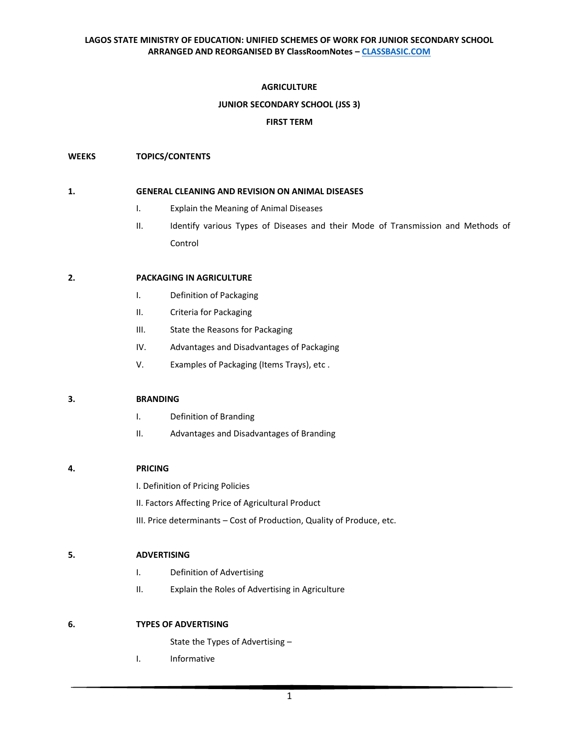**LAGOS STATE MINISTRY OF EDUCATION: UNIFIED SCHEMES OF WORK FOR JUNIOR SECONDARY SCHOOL**
**ARRANGED AND REORGANISED BY ClassRoomNotes – CLASSBASIC.COM**

# AGRICULTURE

## JUNIOR SECONDARY SCHOOL (JSS 3)

## FIRST TERM

**WEEKS** **TOPICS/CONTENTS**

**1. GENERAL CLEANING AND REVISION ON ANIMAL DISEASES**

I. Explain the Meaning of Animal Diseases

II. Identify various Types of Diseases and their Mode of Transmission and Methods of Control

**2. PACKAGING IN AGRICULTURE**

I. Definition of Packaging

II. Criteria for Packaging

III. State the Reasons for Packaging

IV. Advantages and Disadvantages of Packaging

V. Examples of Packaging (Items Trays), etc .

**3. BRANDING**

I. Definition of Branding

II. Advantages and Disadvantages of Branding

**4. PRICING**

I. Definition of Pricing Policies

II. Factors Affecting Price of Agricultural Product

III. Price determinants – Cost of Production, Quality of Produce, etc.

**5. ADVERTISING**

I. Definition of Advertising

II. Explain the Roles of Advertising in Agriculture

**6. TYPES OF ADVERTISING**

State the Types of Advertising –

I. Informative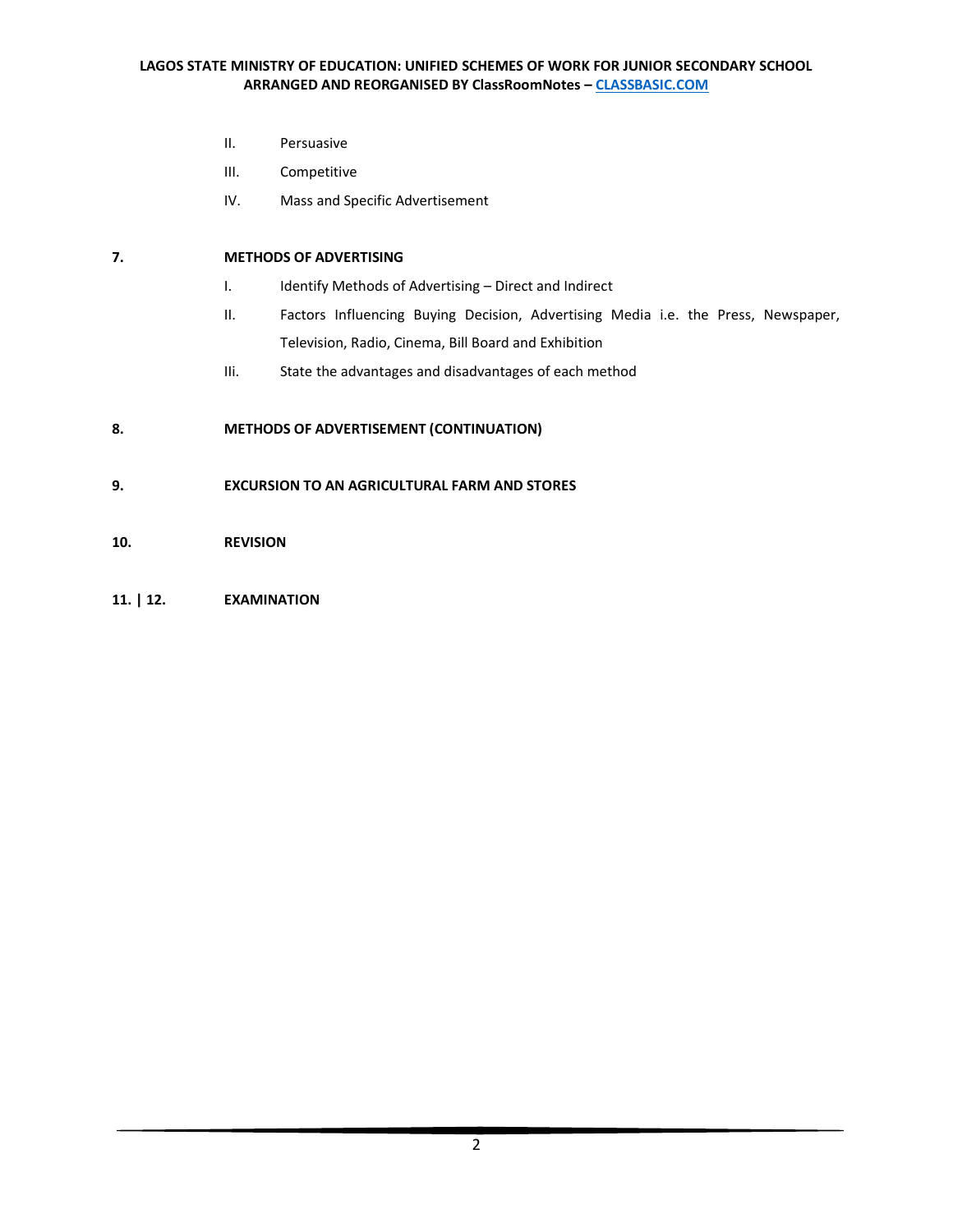II. Persuasive

III. Competitive

IV. Mass and Specific Advertisement

**7. METHODS OF ADVERTISING**

I. Identify Methods of Advertising – Direct and Indirect

II. Factors Influencing Buying Decision, Advertising Media i.e. the Press, Newspaper, Television, Radio, Cinema, Bill Board and Exhibition

Iii. State the advantages and disadvantages of each method

**8. METHODS OF ADVERTISEMENT (CONTINUATION)**

**9. EXCURSION TO AN AGRICULTURAL FARM AND STORES**

**10. REVISION**

**11. | 12. EXAMINATION**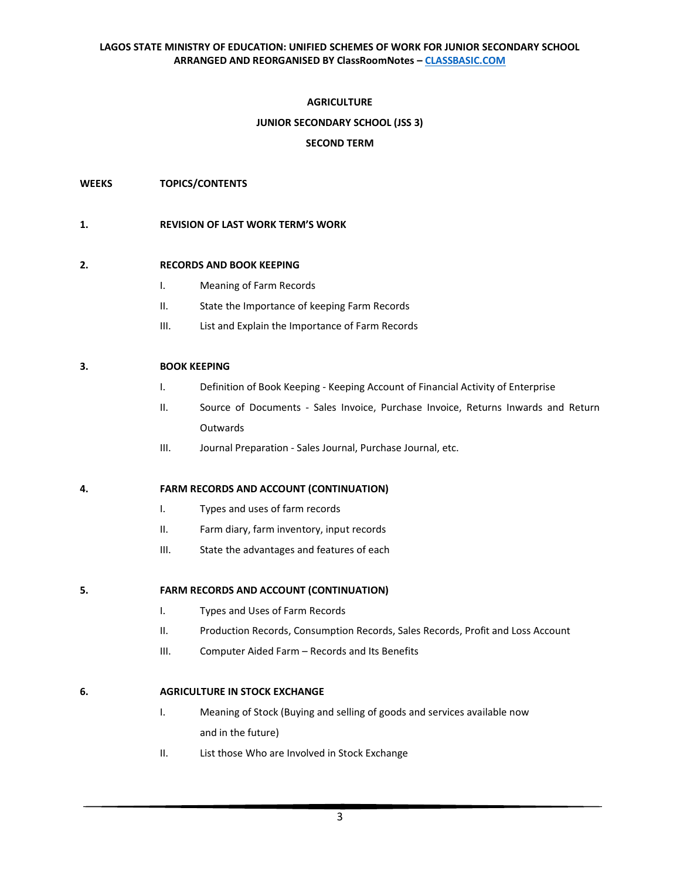## AGRICULTURE

## JUNIOR SECONDARY SCHOOL (JSS 3)

## SECOND TERM

**WEEKS** **TOPICS/CONTENTS**

**1.** **REVISION OF LAST WORK TERM'S WORK**

**2.** **RECORDS AND BOOK KEEPING**

- I. Meaning of Farm Records
- II. State the Importance of keeping Farm Records
- III. List and Explain the Importance of Farm Records

**3.** **BOOK KEEPING**

- I. Definition of Book Keeping - Keeping Account of Financial Activity of Enterprise
- II. Source of Documents - Sales Invoice, Purchase Invoice, Returns Inwards and Return Outwards
- III. Journal Preparation - Sales Journal, Purchase Journal, etc.

**4.** **FARM RECORDS AND ACCOUNT (CONTINUATION)**

- I. Types and uses of farm records
- II. Farm diary, farm inventory, input records
- III. State the advantages and features of each

**5.** **FARM RECORDS AND ACCOUNT (CONTINUATION)**

- I. Types and Uses of Farm Records
- II. Production Records, Consumption Records, Sales Records, Profit and Loss Account
- III. Computer Aided Farm – Records and Its Benefits

**6.** **AGRICULTURE IN STOCK EXCHANGE**

- I. Meaning of Stock (Buying and selling of goods and services available now and in the future)
- II. List those Who are Involved in Stock Exchange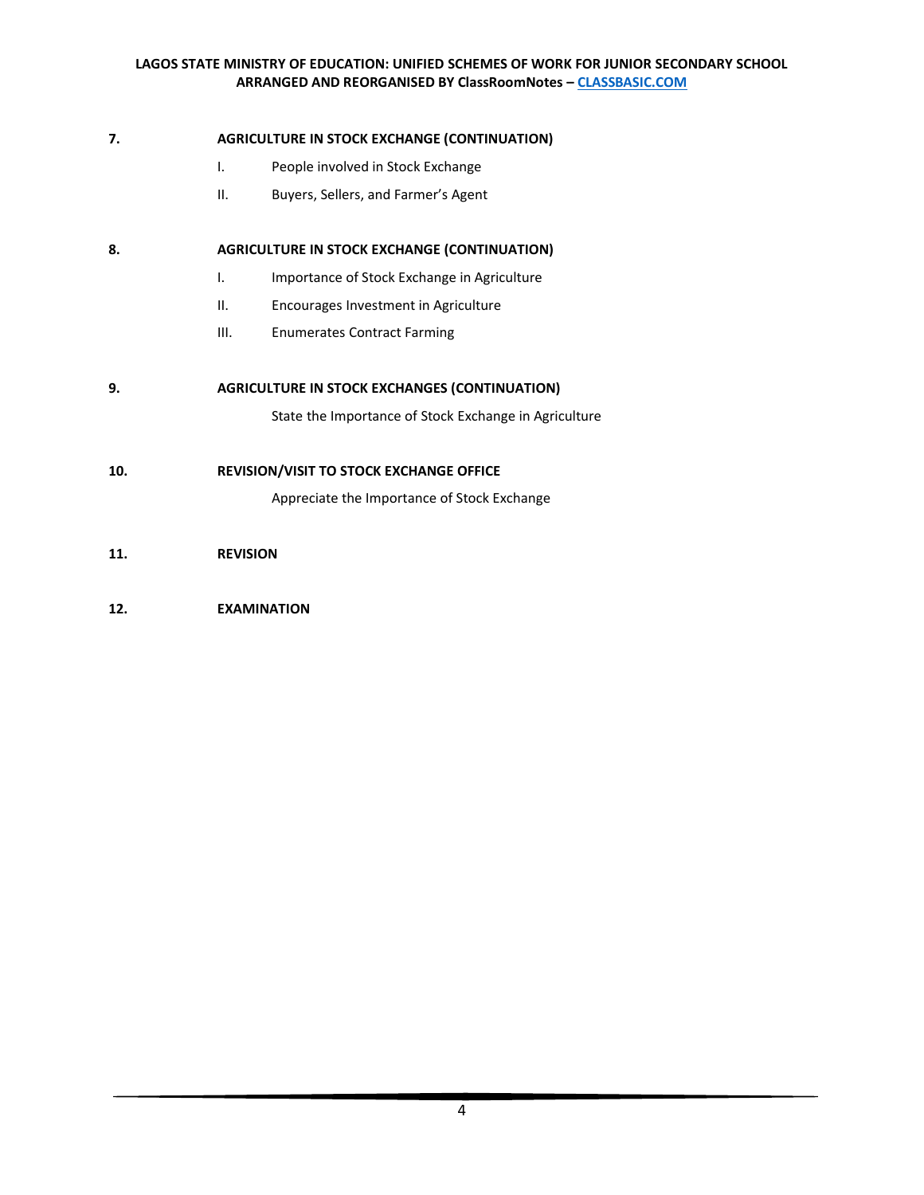**7. AGRICULTURE IN STOCK EXCHANGE (CONTINUATION)**

I. People involved in Stock Exchange

II. Buyers, Sellers, and Farmer's Agent

**8. AGRICULTURE IN STOCK EXCHANGE (CONTINUATION)**

I. Importance of Stock Exchange in Agriculture

II. Encourages Investment in Agriculture

III. Enumerates Contract Farming

**9. AGRICULTURE IN STOCK EXCHANGES (CONTINUATION)**

State the Importance of Stock Exchange in Agriculture

**10. REVISION/VISIT TO STOCK EXCHANGE OFFICE**

Appreciate the Importance of Stock Exchange

**11. REVISION**

**12. EXAMINATION**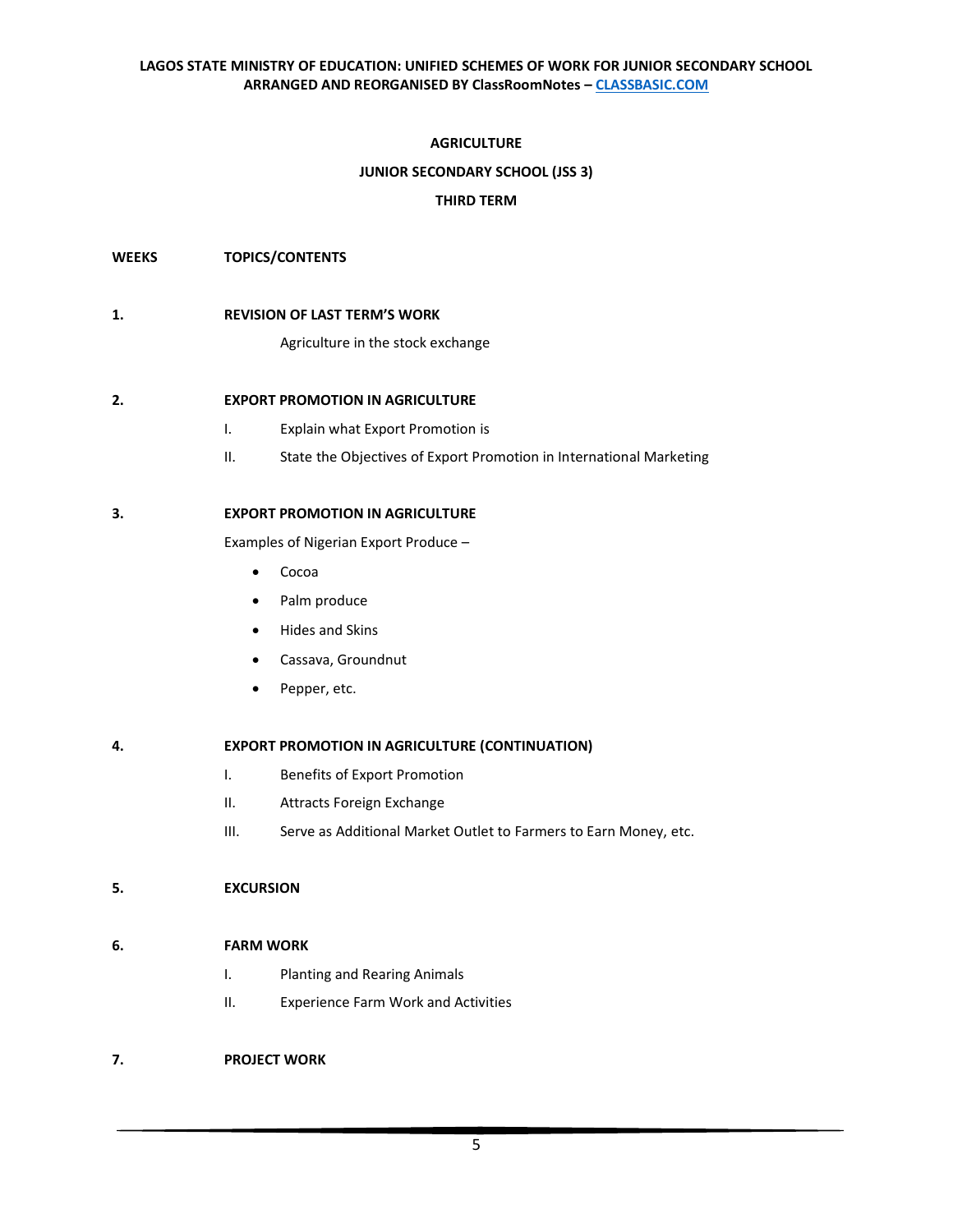**AGRICULTURE**

**JUNIOR SECONDARY SCHOOL (JSS 3)**

**THIRD TERM**

**WEEKS** **TOPICS/CONTENTS**

**1.** **REVISION OF LAST TERM'S WORK**

Agriculture in the stock exchange

**2.** **EXPORT PROMOTION IN AGRICULTURE**

I. Explain what Export Promotion is

II. State the Objectives of Export Promotion in International Marketing

**3.** **EXPORT PROMOTION IN AGRICULTURE**

Examples of Nigerian Export Produce –

- Cocoa
- Palm produce
- Hides and Skins
- Cassava, Groundnut
- Pepper, etc.

**4.** **EXPORT PROMOTION IN AGRICULTURE (CONTINUATION)**

I. Benefits of Export Promotion

II. Attracts Foreign Exchange

III. Serve as Additional Market Outlet to Farmers to Earn Money, etc.

**5.** **EXCURSION**

**6.** **FARM WORK**

I. Planting and Rearing Animals

II. Experience Farm Work and Activities

**7.** **PROJECT WORK**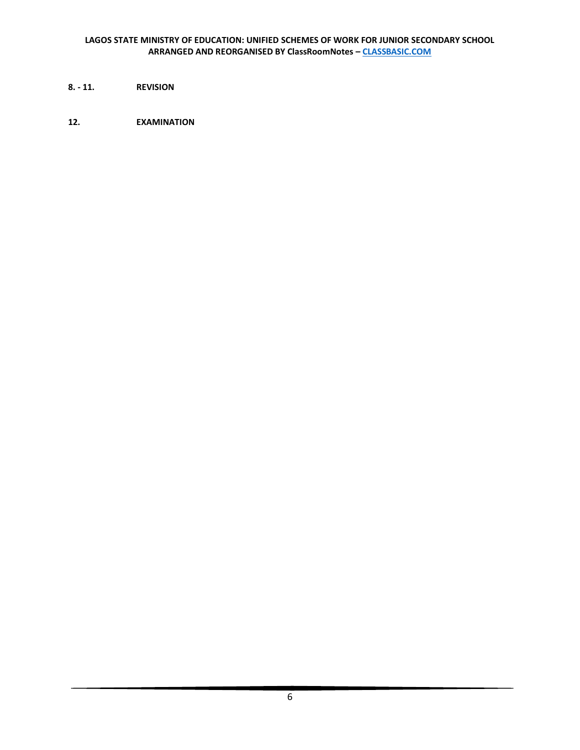**8. - 11.** **REVISION**

**12.** **EXAMINATION**